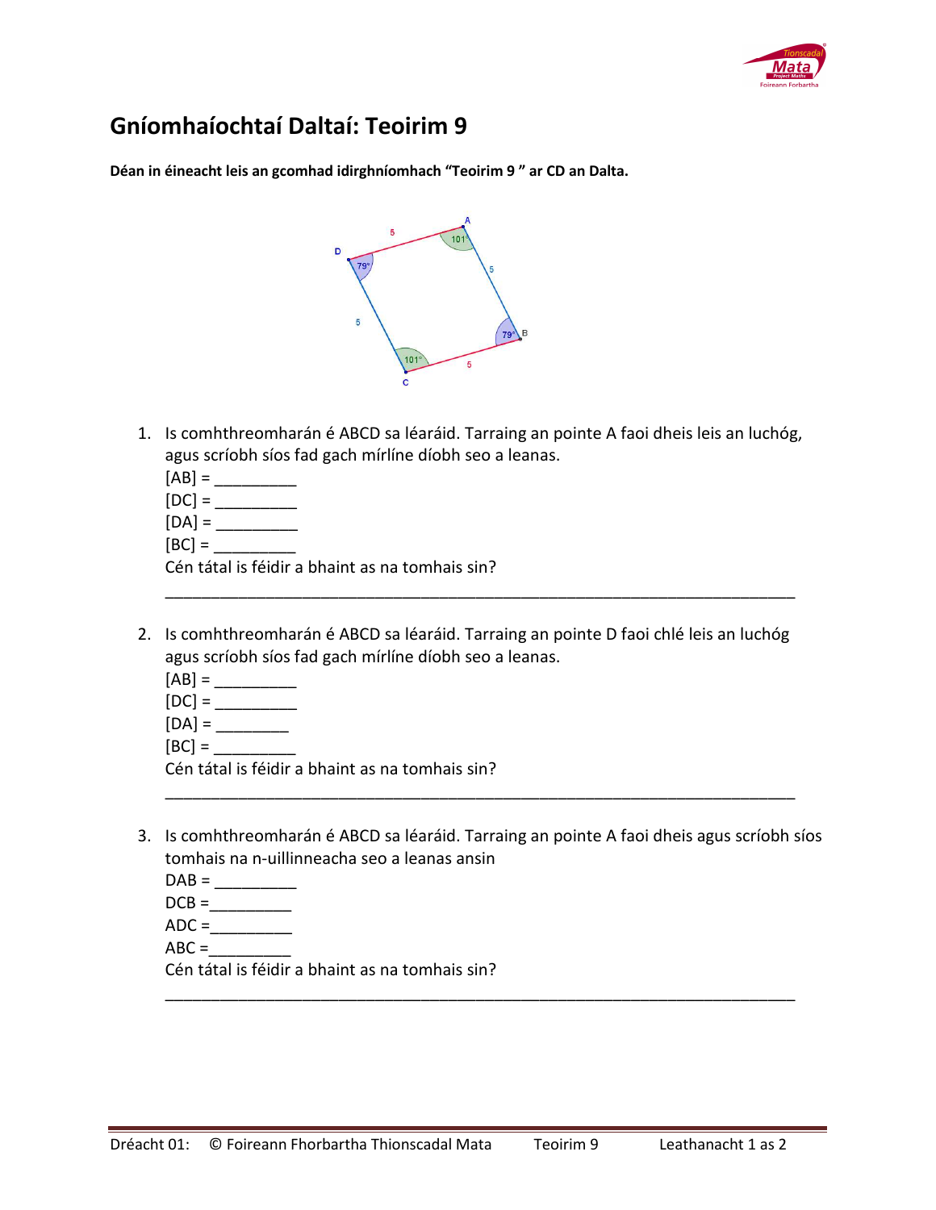# Gníomhaíochtaí Daltaí: Teoirim 9

**Déan in éineacht leis an gcomhad idirghníomhach "Teoirim 9 " ar CD an Dalta.**

1. Is comhthreomharán é ABCD sa léaráid. Tarraing an pointe A faoi dheis leis an luchóg, agus scríobh síos fad gach mírlíne díobh seo a leanas.
   [AB] = _________
   [DC] = _________
   [DA] = _________
   [BC] = _________
   Cén tátal is féidir a bhaint as na tomhais sin?
   ______________________________________________________________________

2. Is comhthreomharán é ABCD sa léaráid. Tarraing an pointe D faoi chlé leis an luchóg agus scríobh síos fad gach mírlíne díobh seo a leanas.
   [AB] = _________
   [DC] = _________
   [DA] = ________
   [BC] = _________
   Cén tátal is féidir a bhaint as na tomhais sin?
   ______________________________________________________________________

3. Is comhthreomharán é ABCD sa léaráid. Tarraing an pointe A faoi dheis agus scríobh síos tomhais na n-uillinneacha seo a leanas ansin
   DAB = _________
   DCB =_________
   ADC =_________
   ABC =_________
   Cén tátal is féidir a bhaint as na tomhais sin?
   ______________________________________________________________________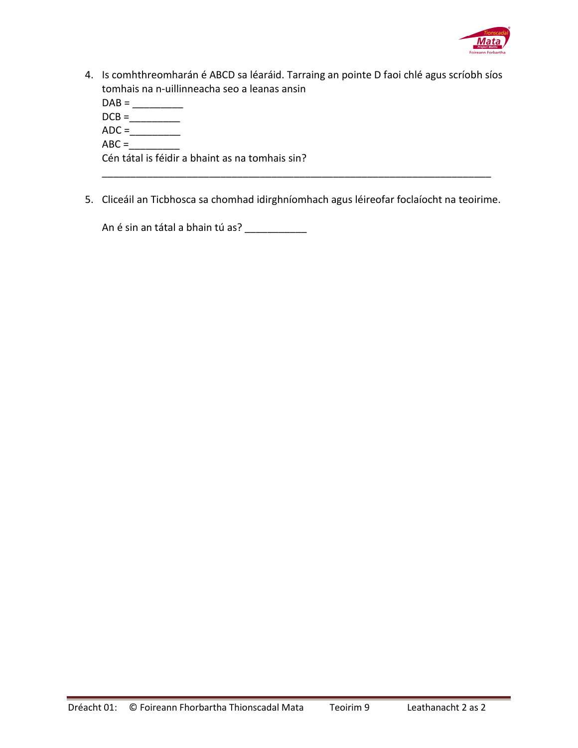4. Is comhthreomharán é ABCD sa léaráid. Tarraing an pointe D faoi chlé agus scríobh síos tomhais na n-uillinneacha seo a leanas ansin

   DAB = _________

   DCB =_________

   ADC =_________

   ABC =_________

   Cén tátal is féidir a bhaint as na tomhais sin?

   _______________________________________________________________________

5. Cliceáil an Ticbhosca sa chomhad idirghníomhach agus léireofar foclaíocht na teoirime.

   An é sin an tátal a bhain tú as? ___________